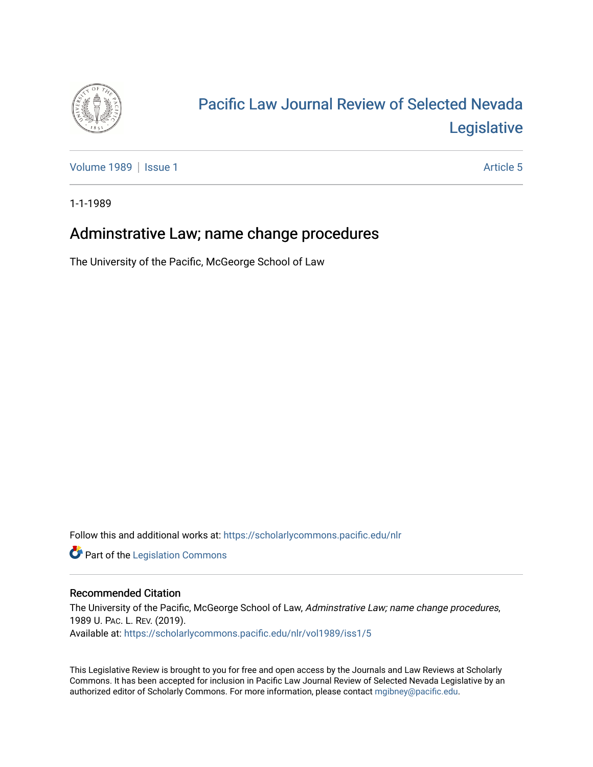# Pacific Law Journal Review of Selected Nevada Legislative

Volume 1989 | Issue 1 | Article 5

1-1-1989

## Adminstrative Law; name change procedures

The University of the Pacific, McGeorge School of Law

Follow this and additional works at: https://scholarlycommons.pacific.edu/nlr

Part of the Legislation Commons

### Recommended Citation

The University of the Pacific, McGeorge School of Law, *Adminstrative Law; name change procedures*, 1989 U. Pac. L. Rev. (2019).
Available at: https://scholarlycommons.pacific.edu/nlr/vol1989/iss1/5

This Legislative Review is brought to you for free and open access by the Journals and Law Reviews at Scholarly Commons. It has been accepted for inclusion in Pacific Law Journal Review of Selected Nevada Legislative by an authorized editor of Scholarly Commons. For more information, please contact mgibney@pacific.edu.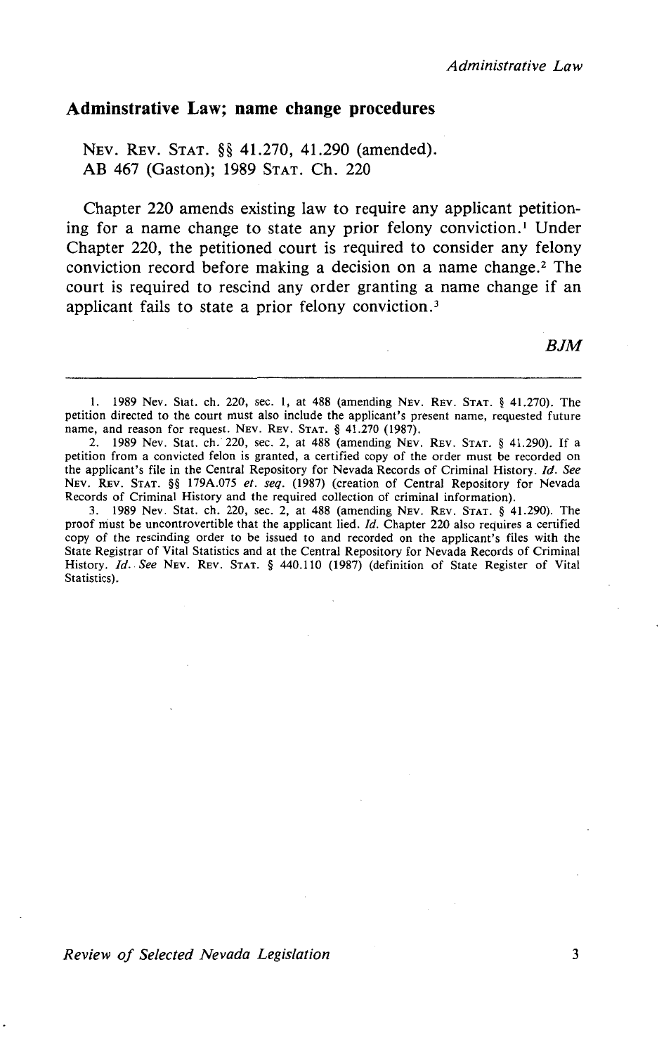## Adminstrative Law; name change procedures

NEV. REV. STAT. §§ 41.270, 41.290 (amended).
AB 467 (Gaston); 1989 STAT. Ch. 220

Chapter 220 amends existing law to require any applicant petitioning for a name change to state any prior felony conviction.[1] Under Chapter 220, the petitioned court is required to consider any felony conviction record before making a decision on a name change.[2] The court is required to rescind any order granting a name change if an applicant fails to state a prior felony conviction.[3]

*BJM*

---

1. 1989 Nev. Stat. ch. 220, sec. 1, at 488 (amending NEV. REV. STAT. § 41.270). The petition directed to the court must also include the applicant's present name, requested future name, and reason for request. NEV. REV. STAT. § 41.270 (1987).

2. 1989 Nev. Stat. ch. 220, sec. 2, at 488 (amending NEV. REV. STAT. § 41.290). If a petition from a convicted felon is granted, a certified copy of the order must be recorded on the applicant's file in the Central Repository for Nevada Records of Criminal History. *Id. See* NEV. REV. STAT. §§ 179A.075 *et. seq.* (1987) (creation of Central Repository for Nevada Records of Criminal History and the required collection of criminal information).

3. 1989 Nev. Stat. ch. 220, sec. 2, at 488 (amending NEV. REV. STAT. § 41.290). The proof must be uncontrovertible that the applicant lied. *Id.* Chapter 220 also requires a certified copy of the rescinding order to be issued to and recorded on the applicant's files with the State Registrar of Vital Statistics and at the Central Repository for Nevada Records of Criminal History. *Id. See* NEV. REV. STAT. § 440.110 (1987) (definition of State Register of Vital Statistics).